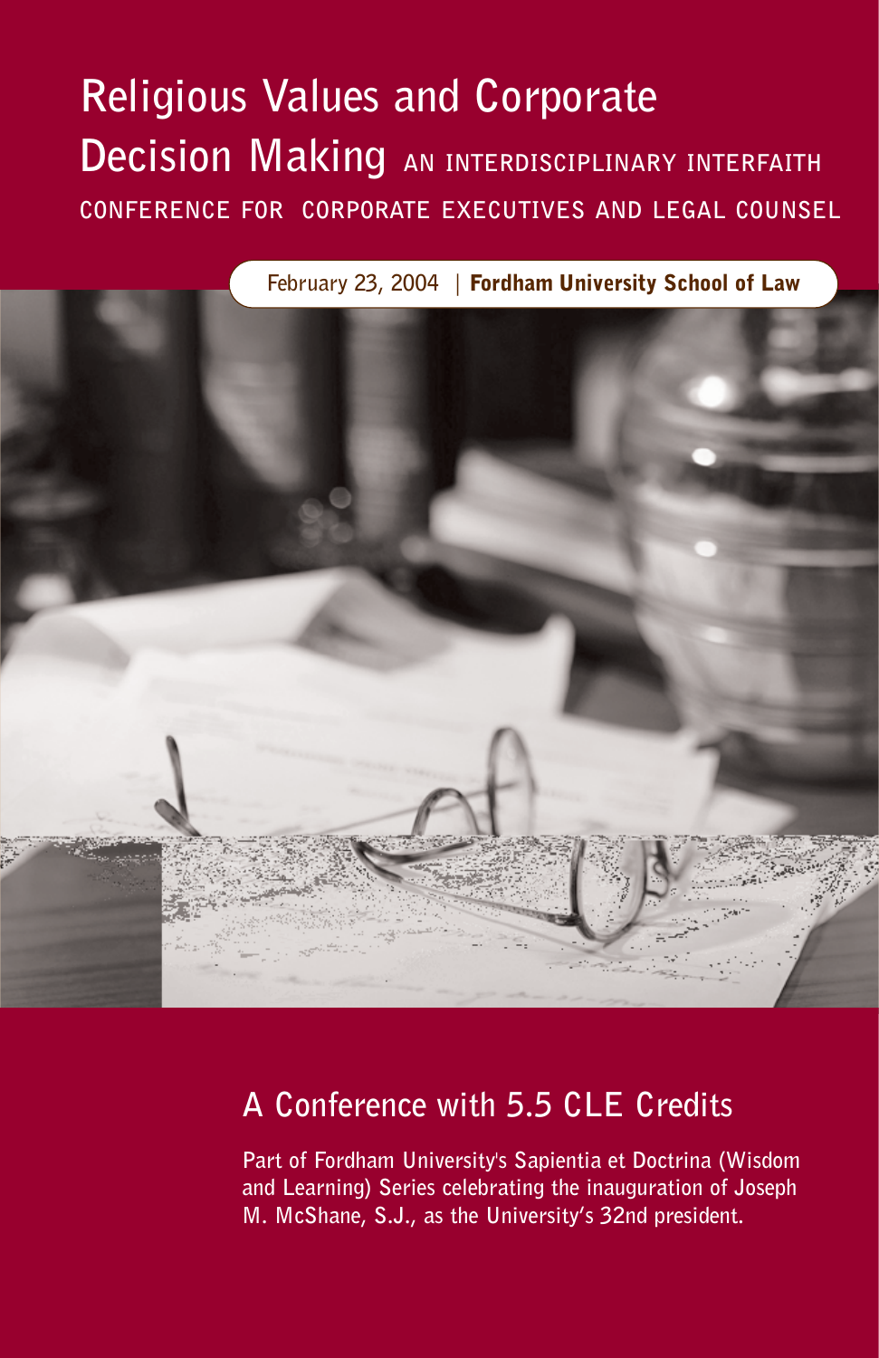# Religious Values and Corporate Decision Making

## AN INTERDISCIPLINARY INTERFAITH CONFERENCE FOR CORPORATE EXECUTIVES AND LEGAL COUNSEL

February 23, 2004 | **Fordham University School of Law**

## A Conference with 5.5 CLE Credits

**Part of Fordham University's Sapientia et Doctrina (Wisdom and Learning) Series celebrating the inauguration of Joseph M. McShane, S.J., as the University's 32nd president.**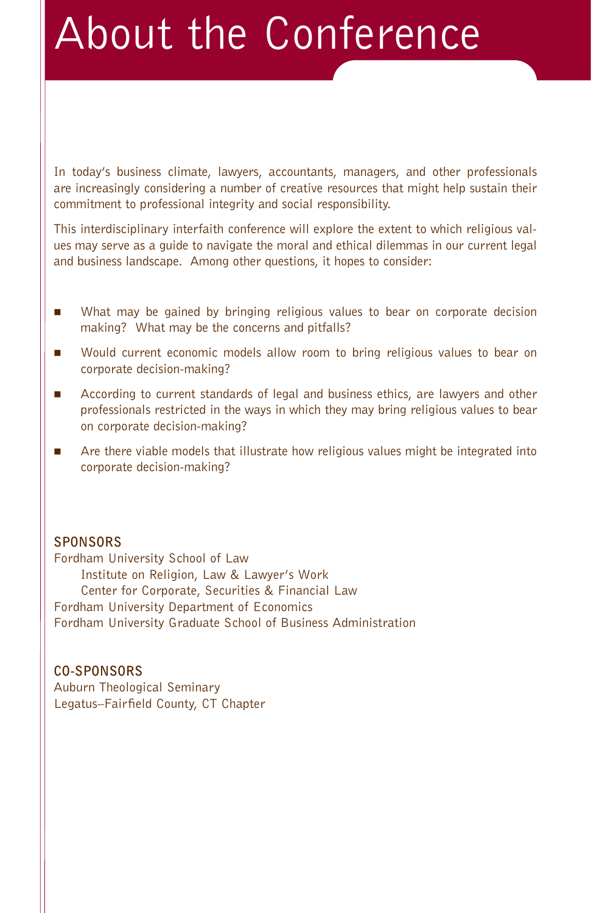# About the Conference

In today's business climate, lawyers, accountants, managers, and other professionals are increasingly considering a number of creative resources that might help sustain their commitment to professional integrity and social responsibility.

This interdisciplinary interfaith conference will explore the extent to which religious values may serve as a guide to navigate the moral and ethical dilemmas in our current legal and business landscape. Among other questions, it hopes to consider:

- What may be gained by bringing religious values to bear on corporate decision making? What may be the concerns and pitfalls?
- Would current economic models allow room to bring religious values to bear on corporate decision-making?
- According to current standards of legal and business ethics, are lawyers and other professionals restricted in the ways in which they may bring religious values to bear on corporate decision-making?
- Are there viable models that illustrate how religious values might be integrated into corporate decision-making?

**SPONSORS**

Fordham University School of Law
- Institute on Religion, Law & Lawyer's Work
- Center for Corporate, Securities & Financial Law

Fordham University Department of Economics
Fordham University Graduate School of Business Administration

**CO-SPONSORS**

Auburn Theological Seminary
Legatus–Fairfield County, CT Chapter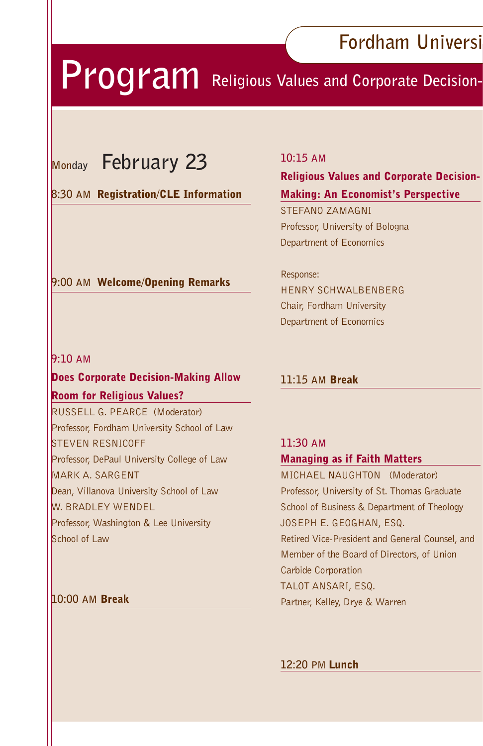Fordham Universi

# Program Religious Values and Corporate Decision-

## Monday February 23

**8:30 AM Registration/CLE Information**

**9:00 AM Welcome/Opening Remarks**

9:10 AM

### Does Corporate Decision-Making Allow Room for Religious Values?

RUSSELL G. PEARCE (Moderator)
Professor, Fordham University School of Law

STEVEN RESNICOFF
Professor, DePaul University College of Law

MARK A. SARGENT
Dean, Villanova University School of Law

W. BRADLEY WENDEL
Professor, Washington & Lee University School of Law

**10:00 AM Break**

10:15 AM

### Religious Values and Corporate Decision-Making: An Economist's Perspective

STEFANO ZAMAGNI
Professor, University of Bologna
Department of Economics

Response:
HENRY SCHWALBENBERG
Chair, Fordham University
Department of Economics

**11:15 AM Break**

11:30 AM

### Managing as if Faith Matters

MICHAEL NAUGHTON (Moderator)
Professor, University of St. Thomas Graduate School of Business & Department of Theology

JOSEPH E. GEOGHAN, ESQ.
Retired Vice-President and General Counsel, and Member of the Board of Directors, of Union Carbide Corporation

TALOT ANSARI, ESQ.
Partner, Kelley, Drye & Warren

**12:20 PM Lunch**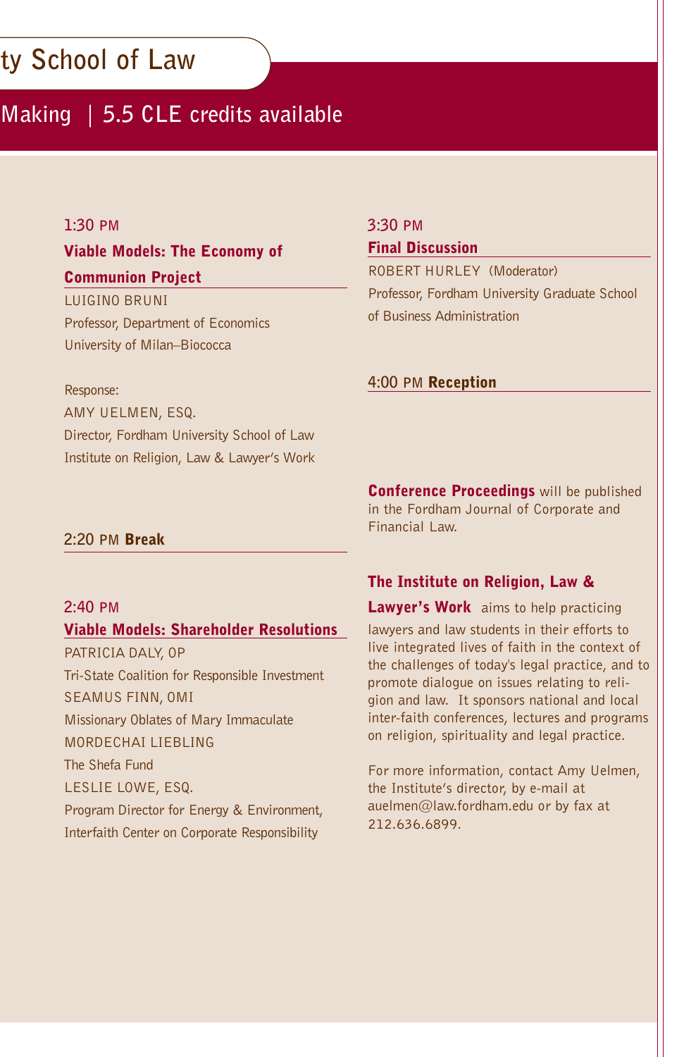ty School of Law

Making | 5.5 CLE credits available

1:30 PM

### Viable Models: The Economy of Communion Project

LUIGINO BRUNI
Professor, Department of Economics
University of Milan–Biococca

Response:
AMY UELMEN, ESQ.
Director, Fordham University School of Law
Institute on Religion, Law & Lawyer's Work

2:20 PM **Break**

2:40 PM

### Viable Models: Shareholder Resolutions

PATRICIA DALY, OP
Tri-State Coalition for Responsible Investment

SEAMUS FINN, OMI
Missionary Oblates of Mary Immaculate

MORDECHAI LIEBLING
The Shefa Fund

LESLIE LOWE, ESQ.
Program Director for Energy & Environment,
Interfaith Center on Corporate Responsibility

3:30 PM

### Final Discussion

ROBERT HURLEY (Moderator)
Professor, Fordham University Graduate School of Business Administration

4:00 PM **Reception**

**Conference Proceedings** will be published in the Fordham Journal of Corporate and Financial Law.

**The Institute on Religion, Law & Lawyer's Work** aims to help practicing lawyers and law students in their efforts to live integrated lives of faith in the context of the challenges of today's legal practice, and to promote dialogue on issues relating to religion and law. It sponsors national and local inter-faith conferences, lectures and programs on religion, spirituality and legal practice.

For more information, contact Amy Uelmen, the Institute's director, by e-mail at auelmen@law.fordham.edu or by fax at 212.636.6899.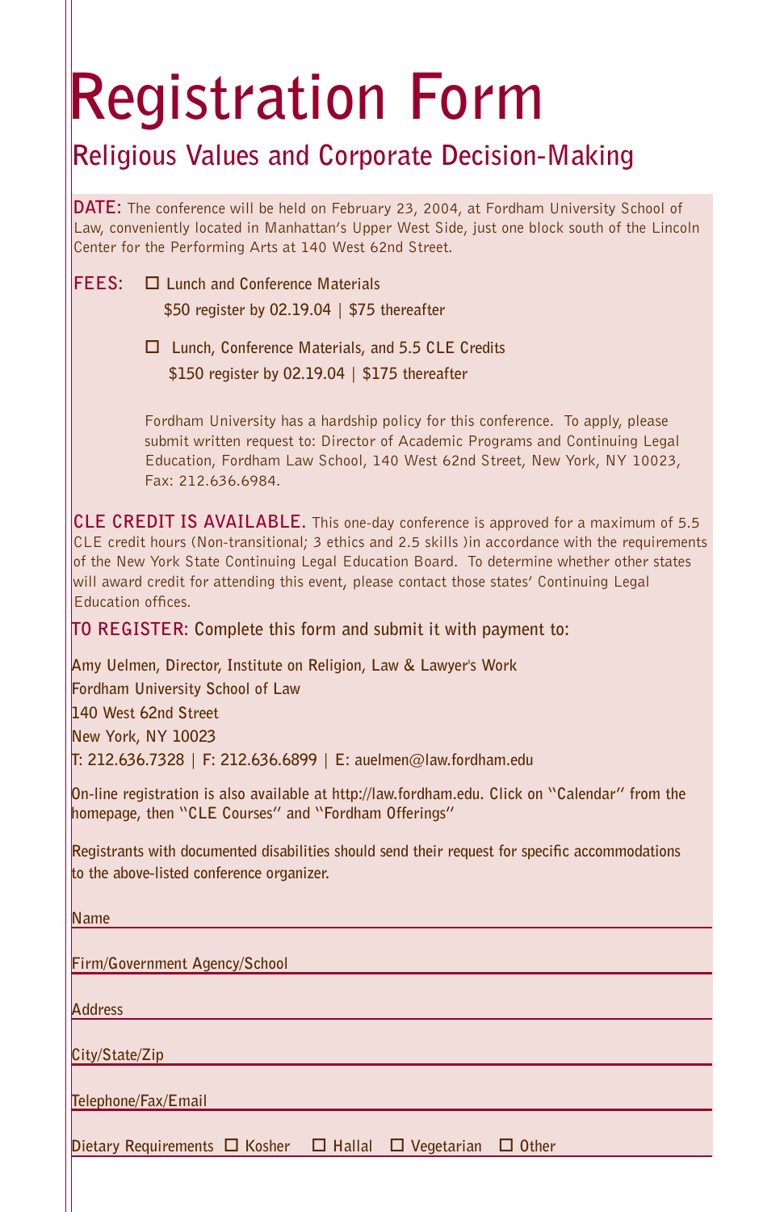# Registration Form

## Religious Values and Corporate Decision-Making

**DATE:** The conference will be held on February 23, 2004, at Fordham University School of Law, conveniently located in Manhattan's Upper West Side, just one block south of the Lincoln Center for the Performing Arts at 140 West 62nd Street.

**FEES:**

- ☐ Lunch and Conference Materials
  $50 register by 02.19.04 | $75 thereafter

- ☐ Lunch, Conference Materials, and 5.5 CLE Credits
  $150 register by 02.19.04 | $175 thereafter

Fordham University has a hardship policy for this conference. To apply, please submit written request to: Director of Academic Programs and Continuing Legal Education, Fordham Law School, 140 West 62nd Street, New York, NY 10023, Fax: 212.636.6984.

**CLE CREDIT IS AVAILABLE.** This one-day conference is approved for a maximum of 5.5 CLE credit hours (Non-transitional; 3 ethics and 2.5 skills )in accordance with the requirements of the New York State Continuing Legal Education Board. To determine whether other states will award credit for attending this event, please contact those states' Continuing Legal Education offices.

**TO REGISTER: Complete this form and submit it with payment to:**

Amy Uelmen, Director, Institute on Religion, Law & Lawyer's Work
Fordham University School of Law
140 West 62nd Street
New York, NY 10023
T: 212.636.7328 | F: 212.636.6899 | E: auelmen@law.fordham.edu

On-line registration is also available at http://law.fordham.edu. Click on "Calendar" from the homepage, then "CLE Courses" and "Fordham Offerings"

Registrants with documented disabilities should send their request for specific accommodations to the above-listed conference organizer.

Name ____________________

Firm/Government Agency/School ____________________

Address ____________________

City/State/Zip ____________________

Telephone/Fax/Email ____________________

Dietary Requirements ☐ Kosher ☐ Hallal ☐ Vegetarian ☐ Other